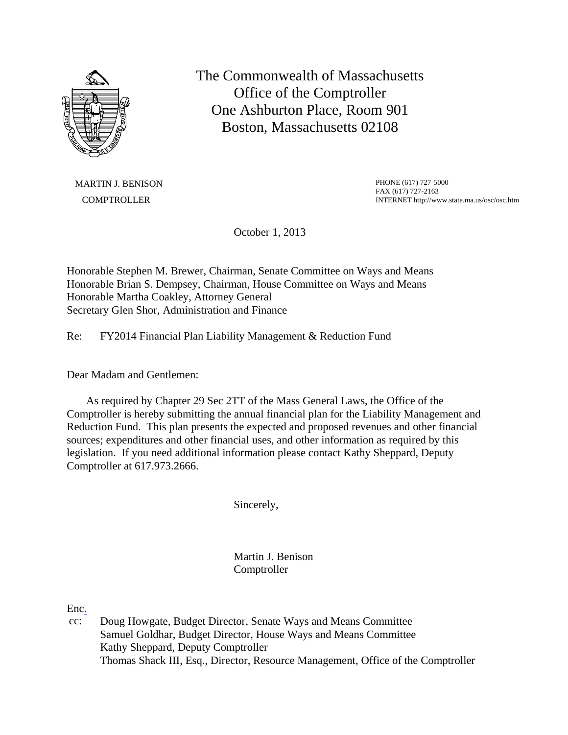The Commonwealth of Massachusetts
Office of the Comptroller
One Ashburton Place, Room 901
Boston, Massachusetts 02108

MARTIN J. BENISON
COMPTROLLER

PHONE (617) 727-5000
FAX (617) 727-2163
INTERNET http://www.state.ma.us/osc/osc.htm

October 1, 2013

Honorable Stephen M. Brewer, Chairman, Senate Committee on Ways and Means
Honorable Brian S. Dempsey, Chairman, House Committee on Ways and Means
Honorable Martha Coakley, Attorney General
Secretary Glen Shor, Administration and Finance

Re: FY2014 Financial Plan Liability Management & Reduction Fund

Dear Madam and Gentlemen:

As required by Chapter 29 Sec 2TT of the Mass General Laws, the Office of the Comptroller is hereby submitting the annual financial plan for the Liability Management and Reduction Fund. This plan presents the expected and proposed revenues and other financial sources; expenditures and other financial uses, and other information as required by this legislation. If you need additional information please contact Kathy Sheppard, Deputy Comptroller at 617.973.2666.

Sincerely,

Martin J. Benison
Comptroller

Enc.

cc: Doug Howgate, Budget Director, Senate Ways and Means Committee
Samuel Goldhar, Budget Director, House Ways and Means Committee
Kathy Sheppard, Deputy Comptroller
Thomas Shack III, Esq., Director, Resource Management, Office of the Comptroller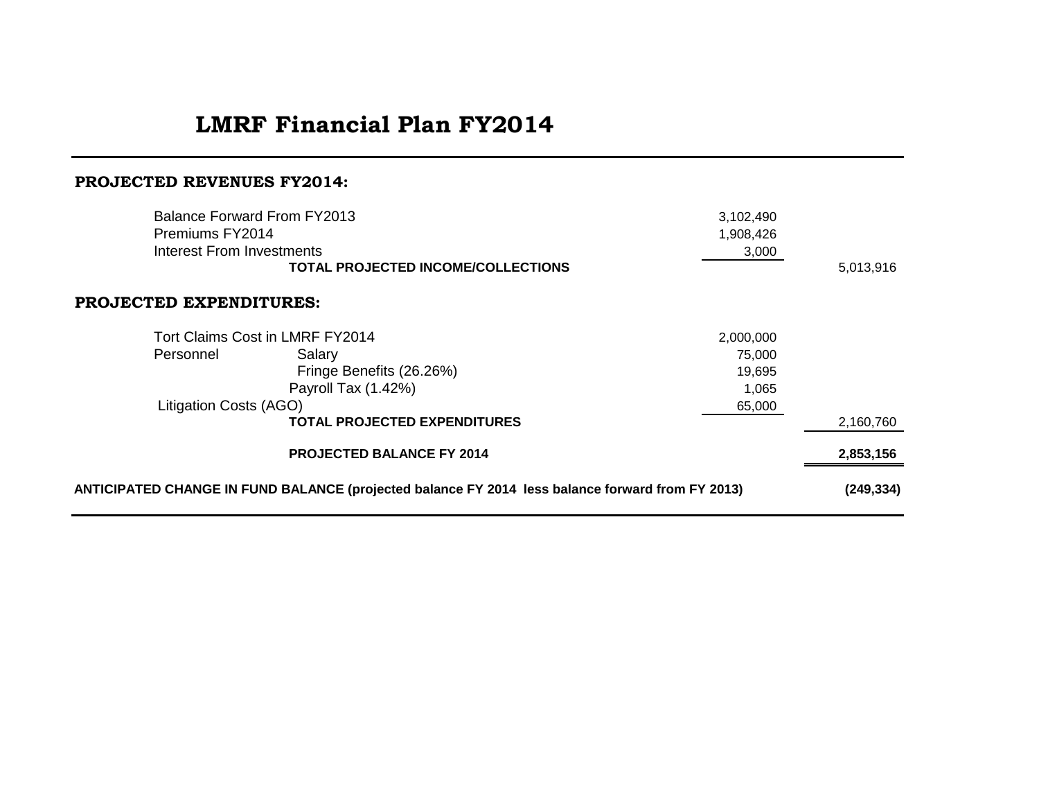# LMRF Financial Plan FY2014

## PROJECTED REVENUES FY2014:

| | | | |
|---|---|---|---|
| Balance Forward From FY2013 | | 3,102,490 | |
| Premiums FY2014 | | 1,908,426 | |
| Interest From Investments | | 3,000 | |
| | **TOTAL PROJECTED INCOME/COLLECTIONS** | | 5,013,916 |

## PROJECTED EXPENDITURES:

| | | | |
|---|---|---|---|
| Tort Claims Cost in LMRF FY2014 | | 2,000,000 | |
| Personnel | Salary | 75,000 | |
| | Fringe Benefits (26.26%) | 19,695 | |
| | Payroll Tax (1.42%) | 1,065 | |
| Litigation Costs (AGO) | | 65,000 | |
| | **TOTAL PROJECTED EXPENDITURES** | | 2,160,760 |
| | **PROJECTED BALANCE FY 2014** | | **2,853,156** |

**ANTICIPATED CHANGE IN FUND BALANCE (projected balance FY 2014 less balance forward from FY 2013)** **(249,334)**